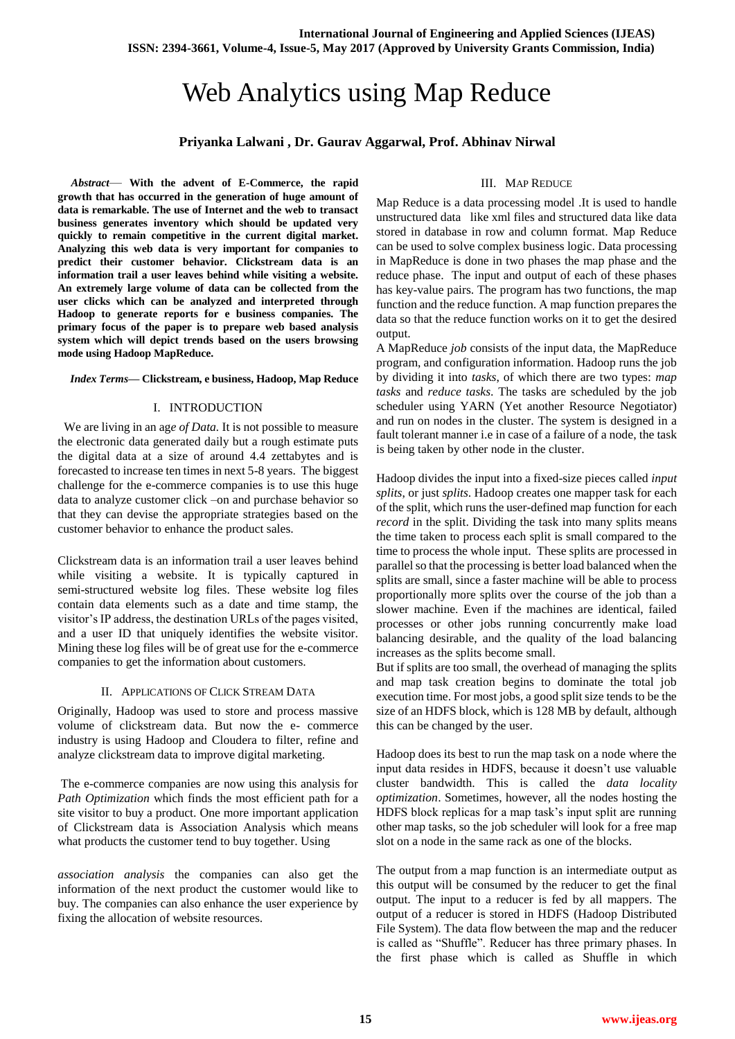# Web Analytics using Map Reduce

**Priyanka Lalwani , Dr. Gaurav Aggarwal, Prof. Abhinav Nirwal**

***Abstract*— With the advent of E-Commerce, the rapid growth that has occurred in the generation of huge amount of data is remarkable. The use of Internet and the web to transact business generates inventory which should be updated very quickly to remain competitive in the current digital market. Analyzing this web data is very important for companies to predict their customer behavior. Clickstream data is an information trail a user leaves behind while visiting a website. An extremely large volume of data can be collected from the user clicks which can be analyzed and interpreted through Hadoop to generate reports for e business companies. The primary focus of the paper is to prepare web based analysis system which will depict trends based on the users browsing mode using Hadoop MapReduce.**

***Index Terms*— Clickstream, e business, Hadoop, Map Reduce**

## I. INTRODUCTION

We are living in an ag*e of Data.* It is not possible to measure the electronic data generated daily but a rough estimate puts the digital data at a size of around 4.4 zettabytes and is forecasted to increase ten times in next 5-8 years. The biggest challenge for the e-commerce companies is to use this huge data to analyze customer click –on and purchase behavior so that they can devise the appropriate strategies based on the customer behavior to enhance the product sales.

Clickstream data is an information trail a user leaves behind while visiting a website. It is typically captured in semi-structured website log files. These website log files contain data elements such as a date and time stamp, the visitor's IP address, the destination URLs of the pages visited, and a user ID that uniquely identifies the website visitor. Mining these log files will be of great use for the e-commerce companies to get the information about customers.

## II. APPLICATIONS OF CLICK STREAM DATA

Originally, Hadoop was used to store and process massive volume of clickstream data. But now the e- commerce industry is using Hadoop and Cloudera to filter, refine and analyze clickstream data to improve digital marketing.

The e-commerce companies are now using this analysis for *Path Optimization* which finds the most efficient path for a site visitor to buy a product. One more important application of Clickstream data is Association Analysis which means what products the customer tend to buy together. Using *association analysis* the companies can also get the information of the next product the customer would like to buy. The companies can also enhance the user experience by fixing the allocation of website resources.

## III. MAP REDUCE

Map Reduce is a data processing model .It is used to handle unstructured data like xml files and structured data like data stored in database in row and column format. Map Reduce can be used to solve complex business logic. Data processing in MapReduce is done in two phases the map phase and the reduce phase. The input and output of each of these phases has key-value pairs. The program has two functions, the map function and the reduce function. A map function prepares the data so that the reduce function works on it to get the desired output.

A MapReduce *job* consists of the input data, the MapReduce program, and configuration information. Hadoop runs the job by dividing it into *tasks*, of which there are two types: *map tasks* and *reduce tasks*. The tasks are scheduled by the job scheduler using YARN (Yet another Resource Negotiator) and run on nodes in the cluster. The system is designed in a fault tolerant manner i.e in case of a failure of a node, the task is being taken by other node in the cluster.

Hadoop divides the input into a fixed-size pieces called *input splits*, or just *splits*. Hadoop creates one mapper task for each of the split, which runs the user-defined map function for each *record* in the split. Dividing the task into many splits means the time taken to process each split is small compared to the time to process the whole input. These splits are processed in parallel so that the processing is better load balanced when the splits are small, since a faster machine will be able to process proportionally more splits over the course of the job than a slower machine. Even if the machines are identical, failed processes or other jobs running concurrently make load balancing desirable, and the quality of the load balancing increases as the splits become small.

But if splits are too small, the overhead of managing the splits and map task creation begins to dominate the total job execution time. For most jobs, a good split size tends to be the size of an HDFS block, which is 128 MB by default, although this can be changed by the user.

Hadoop does its best to run the map task on a node where the input data resides in HDFS, because it doesn't use valuable cluster bandwidth. This is called the *data locality optimization*. Sometimes, however, all the nodes hosting the HDFS block replicas for a map task's input split are running other map tasks, so the job scheduler will look for a free map slot on a node in the same rack as one of the blocks.

The output from a map function is an intermediate output as this output will be consumed by the reducer to get the final output. The input to a reducer is fed by all mappers. The output of a reducer is stored in HDFS (Hadoop Distributed File System). The data flow between the map and the reducer is called as "Shuffle". Reducer has three primary phases. In the first phase which is called as Shuffle in which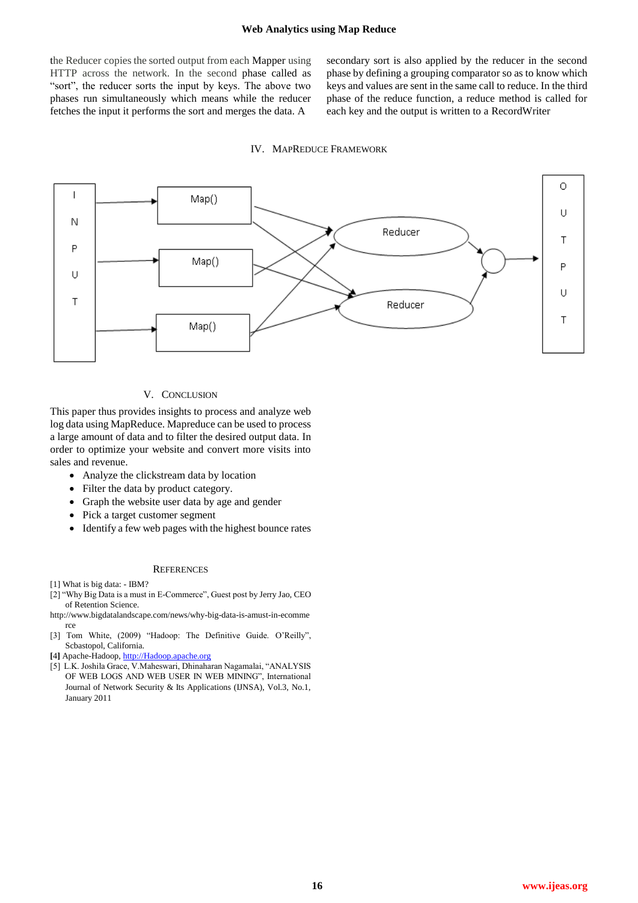the Reducer copies the sorted output from each Mapper using HTTP across the network. In the second phase called as "sort", the reducer sorts the input by keys. The above two phases run simultaneously which means while the reducer fetches the input it performs the sort and merges the data. A secondary sort is also applied by the reducer in the second phase by defining a grouping comparator so as to know which keys and values are sent in the same call to reduce. In the third phase of the reduce function, a reduce method is called for each key and the output is written to a RecordWriter

## IV. MapReduce Framework

INPUT

Map()

Map()

Map()

Reducer

Reducer

OUTPUT

## V. Conclusion

This paper thus provides insights to process and analyze web log data using MapReduce. Mapreduce can be used to process a large amount of data and to filter the desired output data. In order to optimize your website and convert more visits into sales and revenue.

- Analyze the clickstream data by location
- Filter the data by product category.
- Graph the website user data by age and gender
- Pick a target customer segment
- Identify a few web pages with the highest bounce rates

## References

[1] What is big data: - IBM?

[2] "Why Big Data is a must in E-Commerce", Guest post by Jerry Jao, CEO of Retention Science.
http://www.bigdatalandscape.com/news/why-big-data-is-amust-in-ecommerce

[3] Tom White, (2009) "Hadoop: The Definitive Guide. O'Reilly", Scbastopol, California.

**[4]** Apache-Hadoop, http://Hadoop.apache.org

[5] L.K. Joshila Grace, V.Maheswari, Dhinaharan Nagamalai, "ANALYSIS OF WEB LOGS AND WEB USER IN WEB MINING", International Journal of Network Security & Its Applications (IJNSA), Vol.3, No.1, January 2011